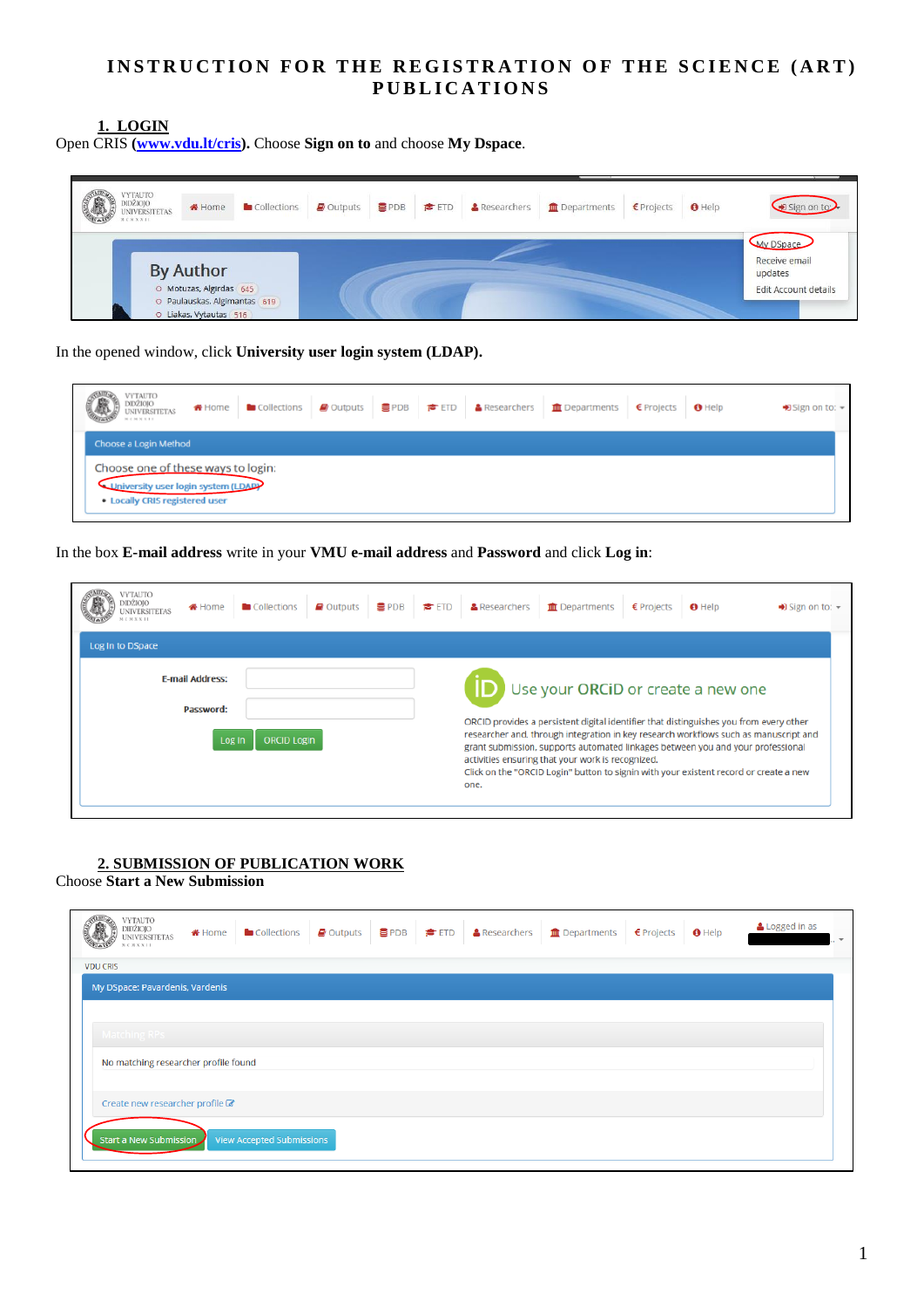# INSTRUCTION FOR THE REGISTRATION OF THE SCIENCE (ART) PUBLICATIONS

## 1. LOGIN

Open CRIS (**www.vdu.lt/cris**). Choose **Sign on to** and choose **My Dspace**.

In the opened window, click **University user login system (LDAP).**

In the box **E-mail address** write in your **VMU e-mail address** and **Password** and click **Log in**:

## 2. SUBMISSION OF PUBLICATION WORK

Choose **Start a New Submission**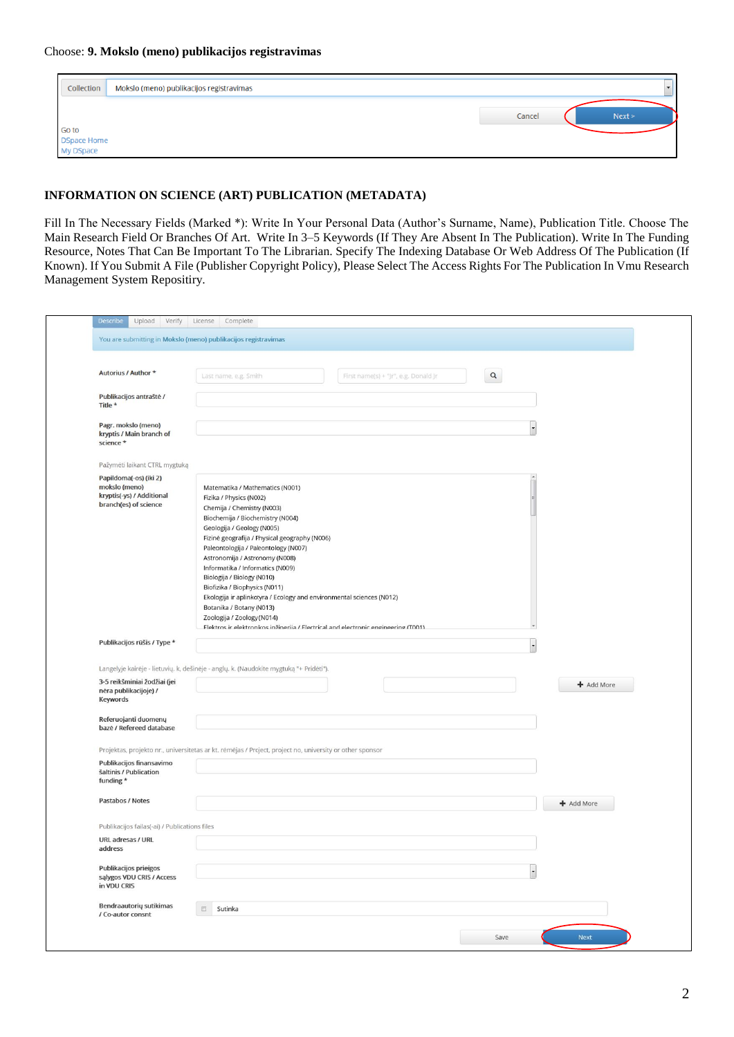Choose: **9. Mokslo (meno) publikacijos registravimas**

Collection | Mokslo (meno) publikacijos registravimas

Cancel | Next >

Go to
DSpace Home
My DSpace

**INFORMATION ON SCIENCE (ART) PUBLICATION (METADATA)**

Fill In The Necessary Fields (Marked *): Write In Your Personal Data (Author's Surname, Name), Publication Title. Choose The Main Research Field Or Branches Of Art. Write In 3–5 Keywords (If They Are Absent In The Publication). Write In The Funding Resource, Notes That Can Be Important To The Librarian. Specify The Indexing Database Or Web Address Of The Publication (If Known). If You Submit A File (Publisher Copyright Policy), Please Select The Access Rights For The Publication In Vmu Research Management System Repositiry.

Describe | Upload | Verify | License | Complete

You are submitting in Mokslo (meno) publikacijos registravimas

Autorius / Author * — Last name, e.g. Smith — First name(s) + "Jr", e.g. Donald Jr

Publikacijos antraštė / Title *

Pagr. mokslo (meno) kryptis / Main branch of science *

Pažymėti laikant CTRL mygtuką

Papildoma(-os) (iki 2) mokslo (meno) kryptis(-ys) / Additional branch(es) of science

- Matematika / Mathematics (N001)
- Fizika / Physics (N002)
- Chemija / Chemistry (N003)
- Biochemija / Biochemistry (N004)
- Geologija / Geology (N005)
- Fizinė geografija / Physical geography (N006)
- Paleontologija / Paleontology (N007)
- Astronomija / Astronomy (N008)
- Informatika / Informatics (N009)
- Biologija / Biology (N010)
- Biofizika / Biophysics (N011)
- Ekologija ir aplinkotyra / Ecology and environmental sciences (N012)
- Botanika / Botany (N013)
- Zoologija / Zoology (N014)
- Elektros ir elektronikos inžinerija / Electrical and electronic engineering (T001)

Publikacijos rūšis / Type *

Langelyje kairėje - lietuvių. k, dešinėje - anglų. k. (Naudokite mygtuką "+ Pridėti").

3-5 reikšminiai žodžiai (jei nėra publikacijoje) / Keywords — + Add More

Referuojanti duomenų bazė / Refereed database

Projektas, projekto nr., universitetas ar kt. rėmėjas / Project, project no, university or other sponsor

Publikacijos finansavimo šaltinis / Publication funding *

Pastabos / Notes — + Add More

Publikacijos failas(-ai) / Publications files

URL adresas / URL address

Publikacijos prieigos sąlygos VDU CRIS / Access in VDU CRIS

Bendraautorių sutikimas / Co-autor consnt — Sutinka

Save | Next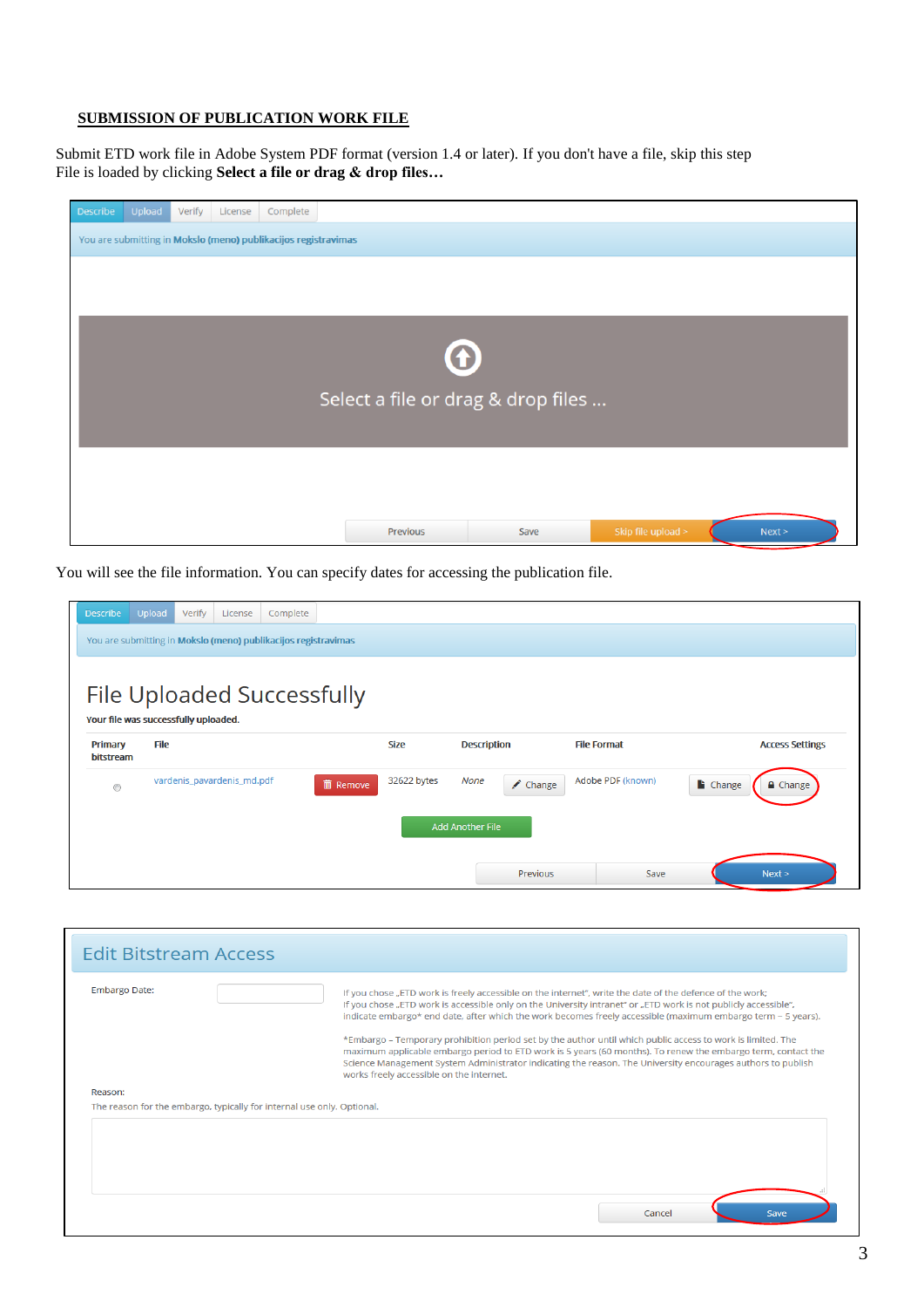**SUBMISSION OF PUBLICATION WORK FILE**

Submit ETD work file in Adobe System PDF format (version 1.4 or later). If you don't have a file, skip this step
File is loaded by clicking **Select a file or drag & drop files…**

Describe | Upload | Verify | License | Complete

You are submitting in **Mokslo (meno) publikacijos registravimas**

Select a file or drag & drop files ...

Previous | Save | Skip file upload > | Next >

You will see the file information. You can specify dates for accessing the publication file.

Describe | Upload | Verify | License | Complete

You are submitting in **Mokslo (meno) publikacijos registravimas**

## File Uploaded Successfully

**Your file was successfully uploaded.**

| Primary bitstream | File | | Size | Description | | File Format | | Access Settings |
|---|---|---|---|---|---|---|---|---|
| | vardenis_pavardenis_md.pdf | Remove | 32622 bytes | *None* | Change | Adobe PDF (known) | Change | Change |

Add Another File

Previous | Save | Next >

## Edit Bitstream Access

Embargo Date:

If you chose „ETD work is freely accessible on the internet", write the date of the defence of the work;
If you chose „ETD work is accessible only on the University intranet" or „ETD work is not publicly accessible", indicate embargo* end date, after which the work becomes freely accessible (maximum embargo term – 5 years).

*Embargo – Temporary prohibition period set by the author until which public access to work is limited. The maximum applicable embargo period to ETD work is 5 years (60 months). To renew the embargo term, contact the Science Management System Administrator indicating the reason. The University encourages authors to publish works freely accessible on the internet.

Reason:

The reason for the embargo, typically for internal use only. Optional.

Cancel | Save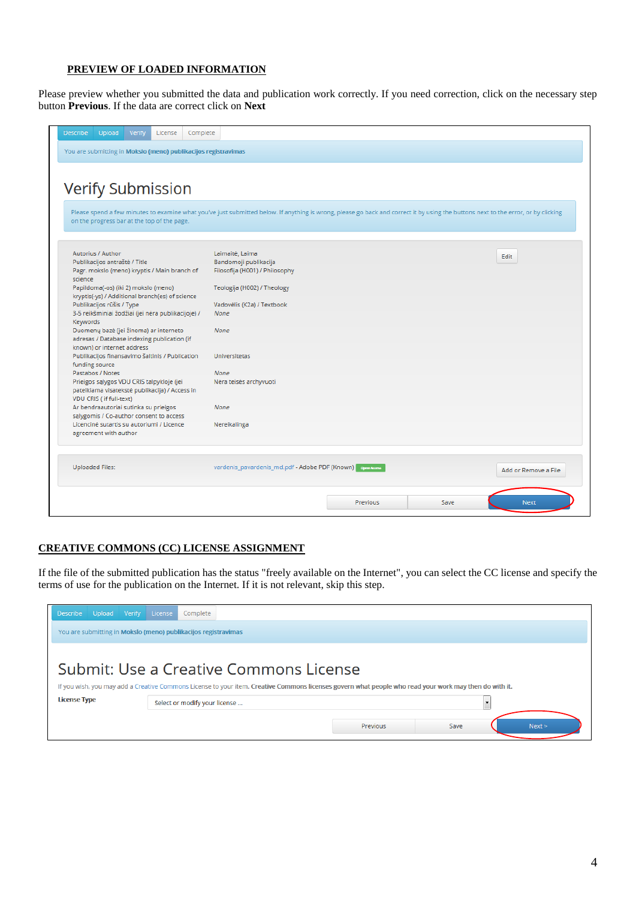## PREVIEW OF LOADED INFORMATION

Please preview whether you submitted the data and publication work correctly. If you need correction, click on the necessary step button **Previous**. If the data are correct click on **Next**

Describe | Upload | Verify | License | Complete

You are submitting in **Mokslo (meno) publikacijos registravimas**

# Verify Submission

Please spend a few minutes to examine what you've just submitted below. If anything is wrong, please go back and correct it by using the buttons next to the error, or by clicking on the progress bar at the top of the page.

| | | |
|---|---|---|
| Autorius / Author | Leimaitė, Laima | Edit |
| Publikacijos antraštė / Title | Bandomoji publikacija | |
| Pagr. mokslo (meno) kryptis / Main branch of science | Filosofija (H001) / Philosophy | |
| Papildoma(-os) (iki 2) mokslo (meno) kryptis(-ys) / Additional branch(es) of science | Teologija (H002) / Theology | |
| Publikacijos rūšis / Type | Vadovėlis (K2a) / Textbook | |
| 3-5 reikšminiai žodžiai (jei nėra publikacijoje) / Keywords | *None* | |
| Duomenų bazė (jei žinoma) ar interneto adresas / Database indexing publication (if known) or internet address | *None* | |
| Publikacijos finansavimo šaltinis / Publication funding source | Universitetas | |
| Pastabos / Notes | *None* | |
| Prieigos sąlygos VDU CRIS talpykloje (jei pateikiama visatekstė publikacija) / Access in VDU CRIS ( if full-text) | Nėra teisės archyvuoti | |
| Ar bendraautoriai sutinka su prieigos sąlygomis / Co-author consent to access | *None* | |
| Licencinė sutartis su autoriumi / Licence agreement with author | Nereikalinga | |

| | | |
|---|---|---|
| Uploaded Files: | vardenis_pavardenis_md.pdf - Adobe PDF (Known) Open Access | Add or Remove a File |

Previous | Save | Next

## CREATIVE COMMONS (CC) LICENSE ASSIGNMENT

If the file of the submitted publication has the status "freely available on the Internet", you can select the CC license and specify the terms of use for the publication on the Internet. If it is not relevant, skip this step.

Describe | Upload | Verify | License | Complete

You are submitting in **Mokslo (meno) publikacijos registravimas**

# Submit: Use a Creative Commons License

If you wish, you may add a Creative Commons License to your item. **Creative Commons licenses govern what people who read your work may then do with it.**

**License Type** Select or modify your license ...

Previous | Save | Next >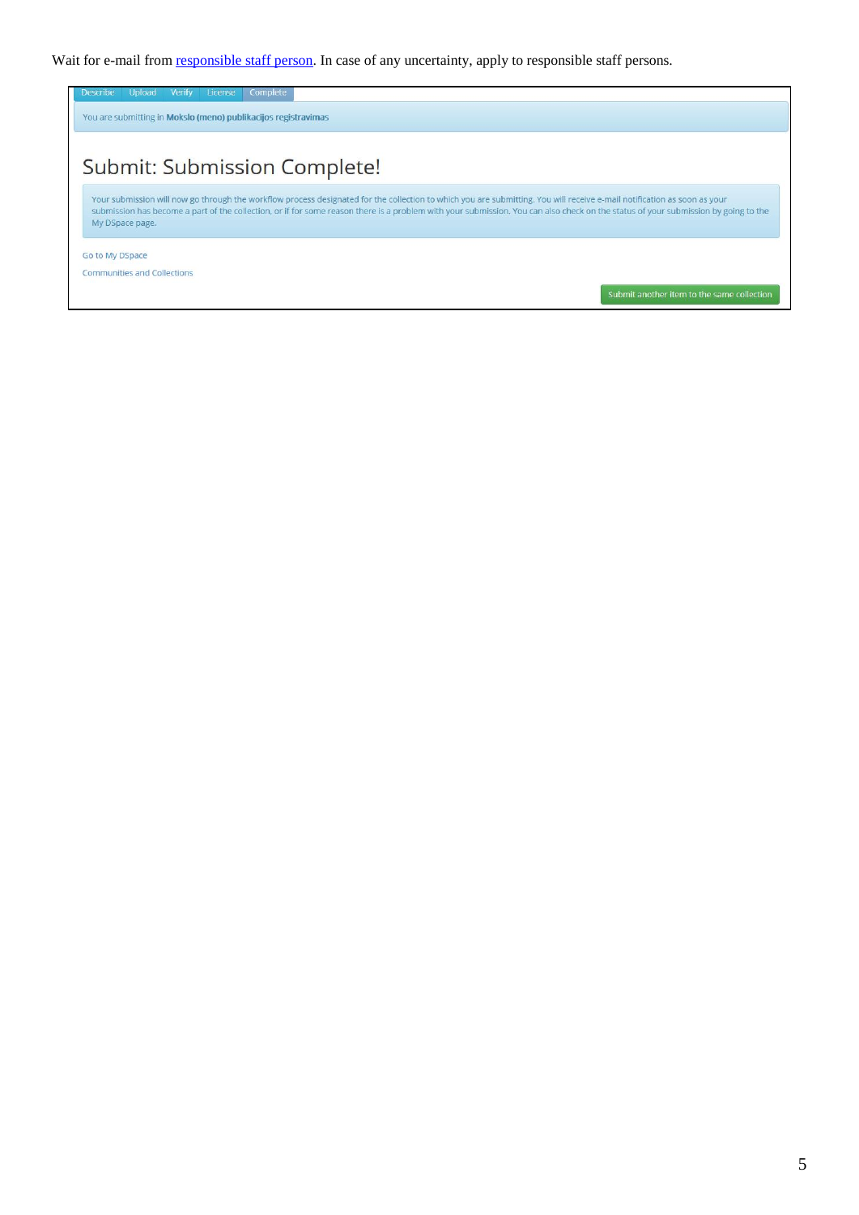Wait for e-mail from [responsible staff person](). In case of any uncertainty, apply to responsible staff persons.

Describe | Upload | Verify | License | Complete

You are submitting in **Mokslo (meno) publikacijos registravimas**

## Submit: Submission Complete!

Your submission will now go through the workflow process designated for the collection to which you are submitting. You will receive e-mail notification as soon as your submission has become a part of the collection, or if for some reason there is a problem with your submission. You can also check on the status of your submission by going to the My DSpace page.

Go to My DSpace

Communities and Collections

Submit another item to the same collection